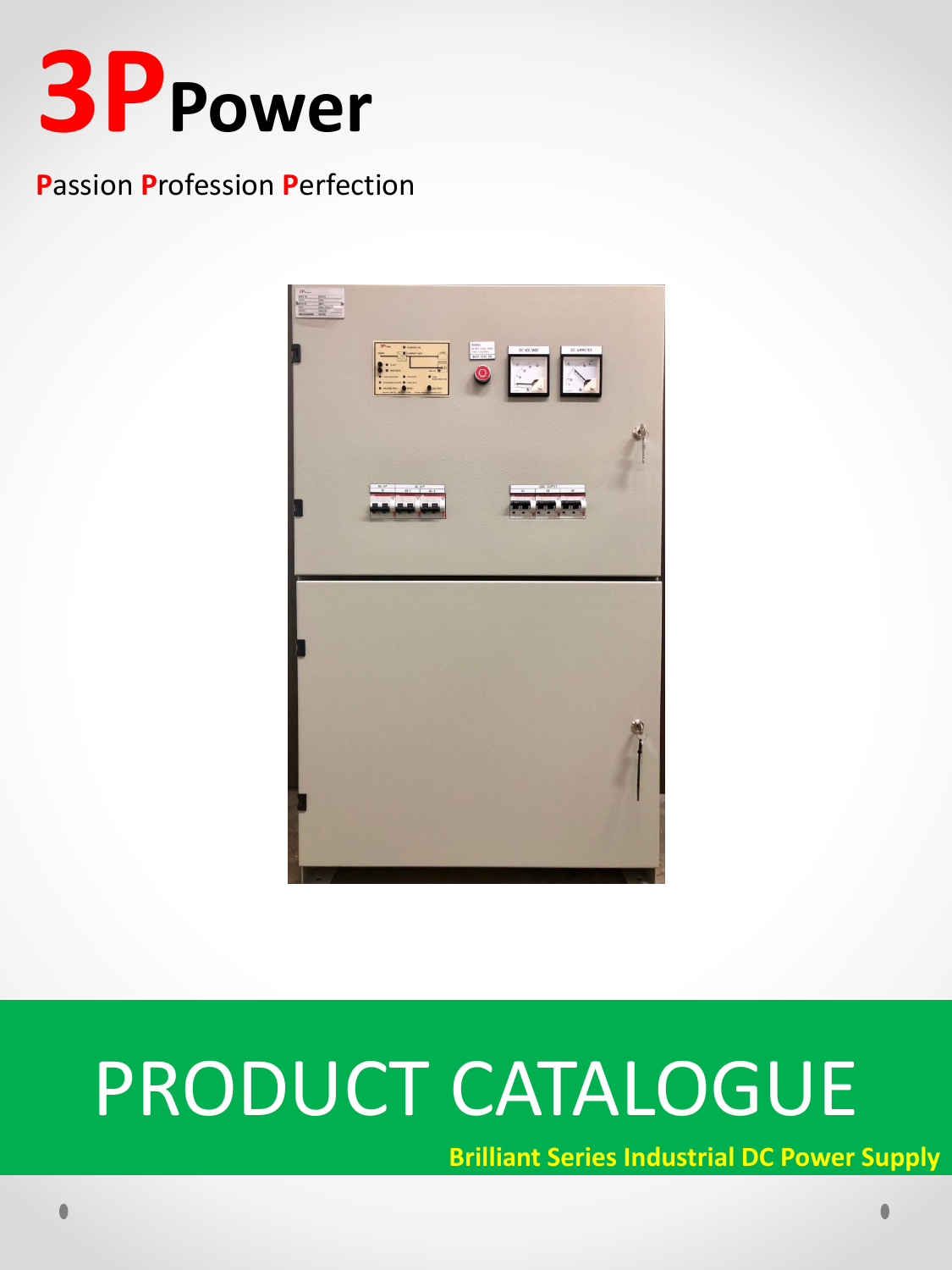# 3PPower

**P**assion **P**rofession **P**erfection

# PRODUCT CATALOGUE

**Brilliant Series Industrial DC Power Supply**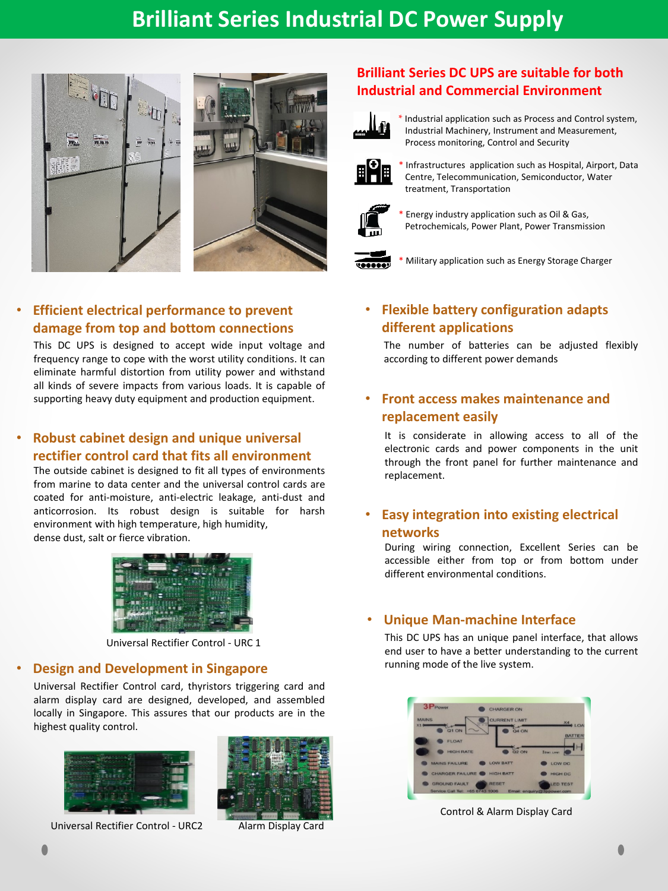# Brilliant Series Industrial DC Power Supply

## Brilliant Series DC UPS are suitable for both Industrial and Commercial Environment

* Industrial application such as Process and Control system, Industrial Machinery, Instrument and Measurement, Process monitoring, Control and Security
* Infrastructures application such as Hospital, Airport, Data Centre, Telecommunication, Semiconductor, Water treatment, Transportation
* Energy industry application such as Oil & Gas, Petrochemicals, Power Plant, Power Transmission
* Military application such as Energy Storage Charger

### Efficient electrical performance to prevent damage from top and bottom connections

This DC UPS is designed to accept wide input voltage and frequency range to cope with the worst utility conditions. It can eliminate harmful distortion from utility power and withstand all kinds of severe impacts from various loads. It is capable of supporting heavy duty equipment and production equipment.

### Robust cabinet design and unique universal rectifier control card that fits all environment

The outside cabinet is designed to fit all types of environments from marine to data center and the universal control cards are coated for anti-moisture, anti-electric leakage, anti-dust and anticorrosion. Its robust design is suitable for harsh environment with high temperature, high humidity, dense dust, salt or fierce vibration.

Universal Rectifier Control - URC 1

### Design and Development in Singapore

Universal Rectifier Control card, thyristors triggering card and alarm display card are designed, developed, and assembled locally in Singapore. This assures that our products are in the highest quality control.

Universal Rectifier Control - URC2

Alarm Display Card

### Flexible battery configuration adapts different applications

The number of batteries can be adjusted flexibly according to different power demands

### Front access makes maintenance and replacement easily

It is considerate in allowing access to all of the electronic cards and power components in the unit through the front panel for further maintenance and replacement.

### Easy integration into existing electrical networks

During wiring connection, Excellent Series can be accessible either from top or from bottom under different environmental conditions.

### Unique Man-machine Interface

This DC UPS has an unique panel interface, that allows end user to have a better understanding to the current running mode of the live system.

Control & Alarm Display Card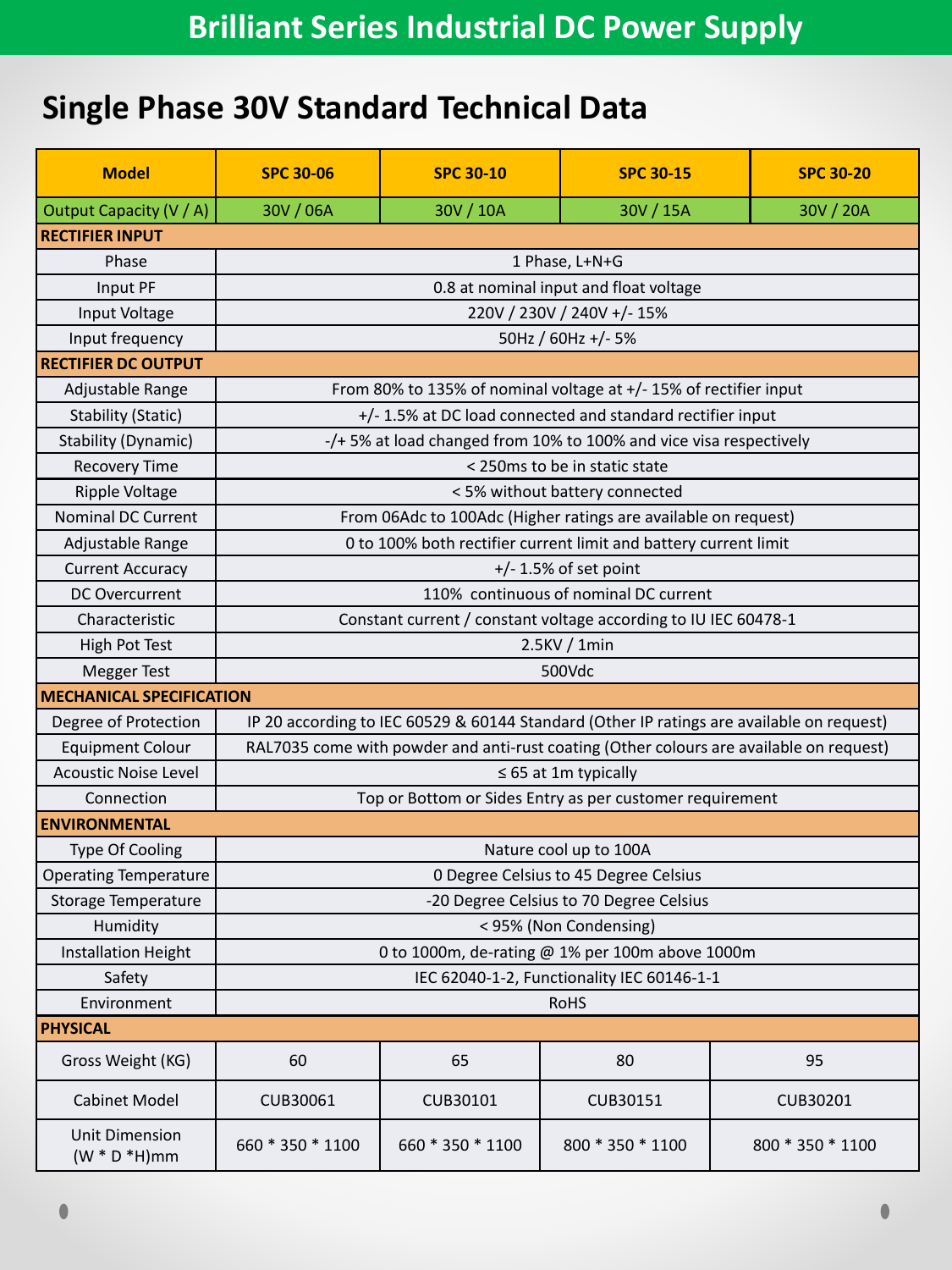# Brilliant Series Industrial DC Power Supply

## Single Phase 30V Standard Technical Data

| Model | SPC 30-06 | SPC 30-10 | SPC 30-15 | SPC 30-20 |
|---|---|---|---|---|
| Output Capacity (V / A) | 30V / 06A | 30V / 10A | 30V / 15A | 30V / 20A |
| **RECTIFIER INPUT** | | | | |
| Phase | 1 Phase, L+N+G | | | |
| Input PF | 0.8 at nominal input and float voltage | | | |
| Input Voltage | 220V / 230V / 240V +/- 15% | | | |
| Input frequency | 50Hz / 60Hz +/- 5% | | | |
| **RECTIFIER DC OUTPUT** | | | | |
| Adjustable Range | From 80% to 135% of nominal voltage at +/- 15% of rectifier input | | | |
| Stability (Static) | +/- 1.5% at DC load connected and standard rectifier input | | | |
| Stability (Dynamic) | -/+ 5% at load changed from 10% to 100% and vice visa respectively | | | |
| Recovery Time | < 250ms to be in static state | | | |
| Ripple Voltage | < 5% without battery connected | | | |
| Nominal DC Current | From 06Adc to 100Adc (Higher ratings are available on request) | | | |
| Adjustable Range | 0 to 100% both rectifier current limit and battery current limit | | | |
| Current Accuracy | +/- 1.5% of set point | | | |
| DC Overcurrent | 110% continuous of nominal DC current | | | |
| Characteristic | Constant current / constant voltage according to IU IEC 60478-1 | | | |
| High Pot Test | 2.5KV / 1min | | | |
| Megger Test | 500Vdc | | | |
| **MECHANICAL SPECIFICATION** | | | | |
| Degree of Protection | IP 20 according to IEC 60529 & 60144 Standard (Other IP ratings are available on request) | | | |
| Equipment Colour | RAL7035 come with powder and anti-rust coating (Other colours are available on request) | | | |
| Acoustic Noise Level | ≤ 65 at 1m typically | | | |
| Connection | Top or Bottom or Sides Entry as per customer requirement | | | |
| **ENVIRONMENTAL** | | | | |
| Type Of Cooling | Nature cool up to 100A | | | |
| Operating Temperature | 0 Degree Celsius to 45 Degree Celsius | | | |
| Storage Temperature | -20 Degree Celsius to 70 Degree Celsius | | | |
| Humidity | < 95% (Non Condensing) | | | |
| Installation Height | 0 to 1000m, de-rating @ 1% per 100m above 1000m | | | |
| Safety | IEC 62040-1-2, Functionality IEC 60146-1-1 | | | |
| Environment | RoHS | | | |
| **PHYSICAL** | | | | |
| Gross Weight (KG) | 60 | 65 | 80 | 95 |
| Cabinet Model | CUB30061 | CUB30101 | CUB30151 | CUB30201 |
| Unit Dimension (W * D *H)mm | 660 * 350 * 1100 | 660 * 350 * 1100 | 800 * 350 * 1100 | 800 * 350 * 1100 |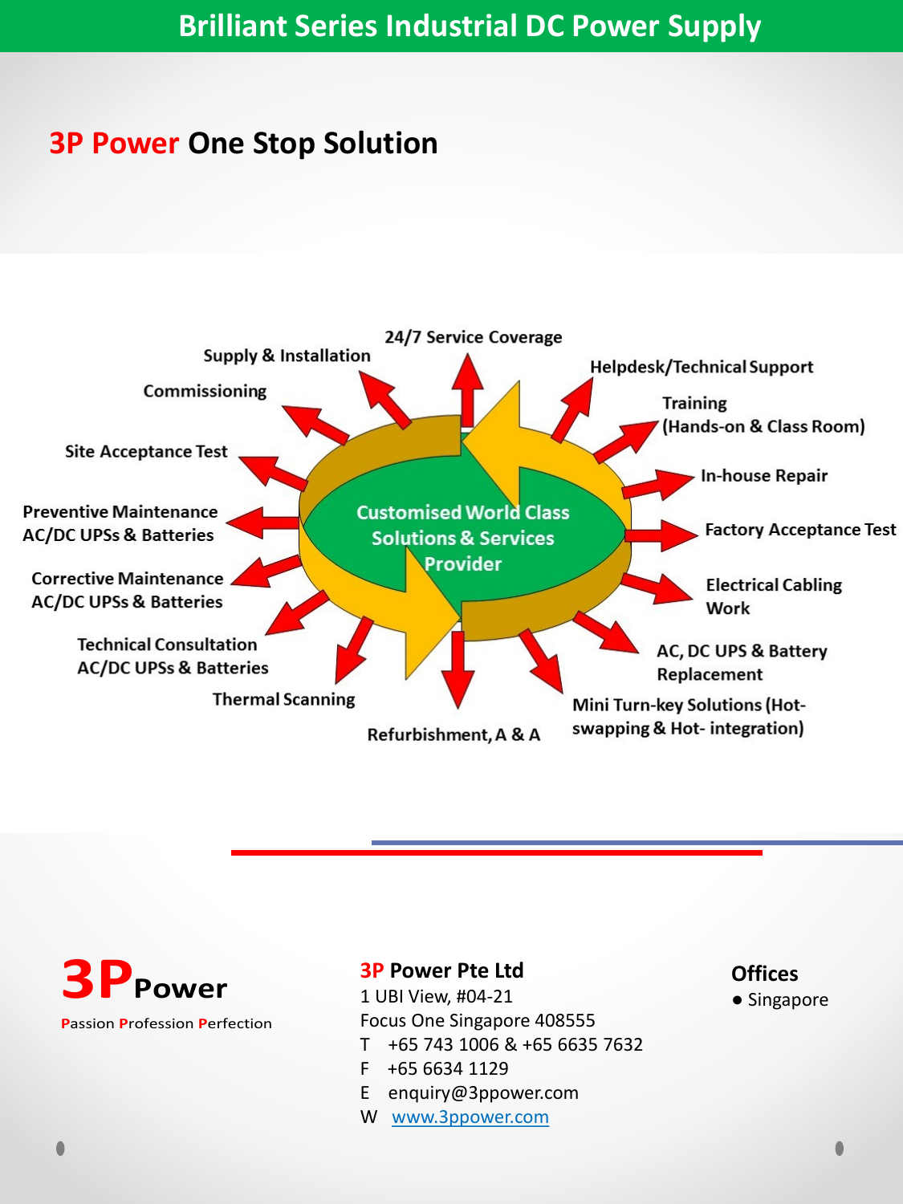# Brilliant Series Industrial DC Power Supply

## 3P Power One Stop Solution

Customised World Class Solutions & Services Provider

24/7 Service Coverage

Helpdesk/Technical Support

Training (Hands-on & Class Room)

In-house Repair

Factory Acceptance Test

Electrical Cabling Work

AC, DC UPS & Battery Replacement

Mini Turn-key Solutions (Hot-swapping & Hot- integration)

Refurbishment, A & A

Thermal Scanning

Technical Consultation AC/DC UPSs & Batteries

Corrective Maintenance AC/DC UPSs & Batteries

Preventive Maintenance AC/DC UPSs & Batteries

Site Acceptance Test

Commissioning

Supply & Installation

**3P Power**

Passion Profession Perfection

**3P Power Pte Ltd**
1 UBI View, #04-21
Focus One Singapore 408555
T +65 743 1006 & +65 6635 7632
F +65 6634 1129
E enquiry@3ppower.com
W www.3ppower.com

**Offices**
- Singapore